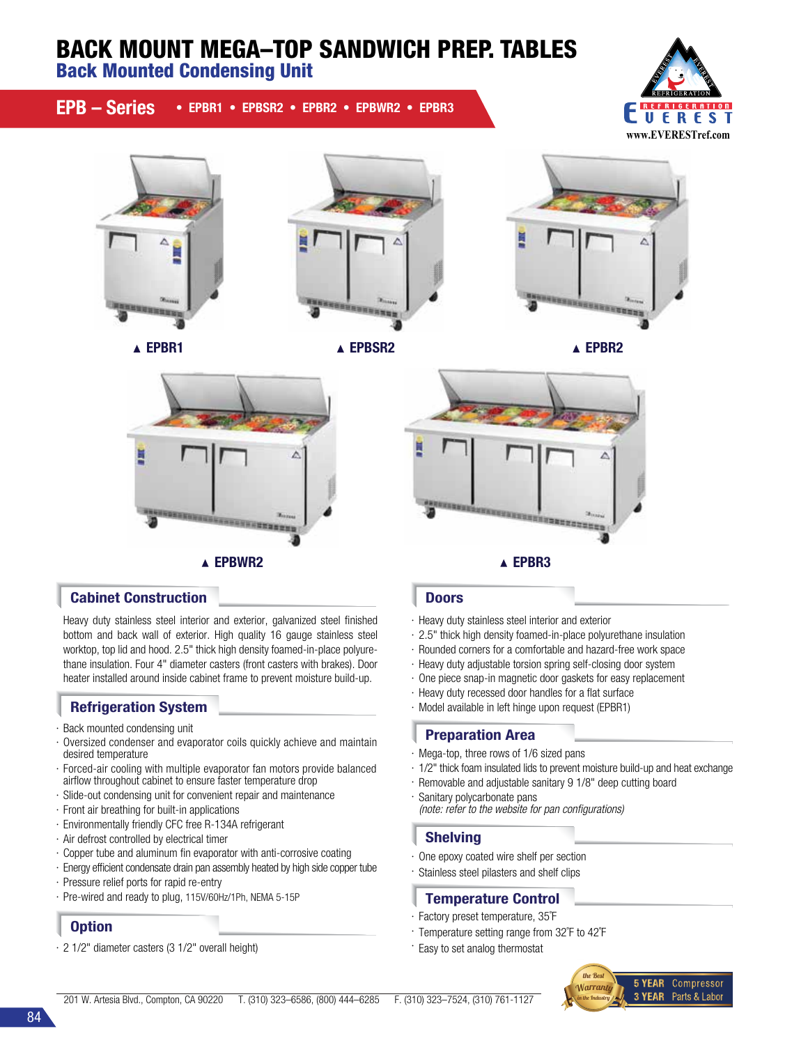# BACK MOUNT MEGA–TOP SANDWICH PREP. TABLES

## Back Mounted Condensing Unit

**EPB – Series** • EPBR1 • EPBSR2 • EPBR2 • EPBWR2 • EPBR3

REFRIGERATION EVEREST
www.EVERESTref.com

▲ EPBR1

▲ EPBSR2

▲ EPBR2

▲ EPBWR2

▲ EPBR3

### Cabinet Construction

Heavy duty stainless steel interior and exterior, galvanized steel finished bottom and back wall of exterior. High quality 16 gauge stainless steel worktop, top lid and hood. 2.5" thick high density foamed-in-place polyurethane insulation. Four 4" diameter casters (front casters with brakes). Door heater installed around inside cabinet frame to prevent moisture build-up.

### Refrigeration System

- Back mounted condensing unit
- Oversized condenser and evaporator coils quickly achieve and maintain desired temperature
- Forced-air cooling with multiple evaporator fan motors provide balanced airflow throughout cabinet to ensure faster temperature drop
- Slide-out condensing unit for convenient repair and maintenance
- Front air breathing for built-in applications
- Environmentally friendly CFC free R-134A refrigerant
- Air defrost controlled by electrical timer
- Copper tube and aluminum fin evaporator with anti-corrosive coating
- Energy efficient condensate drain pan assembly heated by high side copper tube
- Pressure relief ports for rapid re-entry
- Pre-wired and ready to plug, 115V/60Hz/1Ph, NEMA 5-15P

### Option

- 2 1/2" diameter casters (3 1/2" overall height)

### Doors

- Heavy duty stainless steel interior and exterior
- 2.5" thick high density foamed-in-place polyurethane insulation
- Rounded corners for a comfortable and hazard-free work space
- Heavy duty adjustable torsion spring self-closing door system
- One piece snap-in magnetic door gaskets for easy replacement
- Heavy duty recessed door handles for a flat surface
- Model available in left hinge upon request (EPBR1)

### Preparation Area

- Mega-top, three rows of 1/6 sized pans
- 1/2" thick foam insulated lids to prevent moisture build-up and heat exchange
- Removable and adjustable sanitary 9 1/8" deep cutting board
- Sanitary polycarbonate pans
  *(note: refer to the website for pan configurations)*

### Shelving

- One epoxy coated wire shelf per section
- Stainless steel pilasters and shelf clips

### Temperature Control

- Factory preset temperature, 35˚F
- Temperature setting range from 32˚F to 42˚F
- Easy to set analog thermostat

201 W. Artesia Blvd., Compton, CA 90220 T. (310) 323–6586, (800) 444–6285 F. (310) 323–7524, (310) 761-1127

the Best Warranty in the Industry — **5 YEAR** Compressor, **3 YEAR** Parts & Labor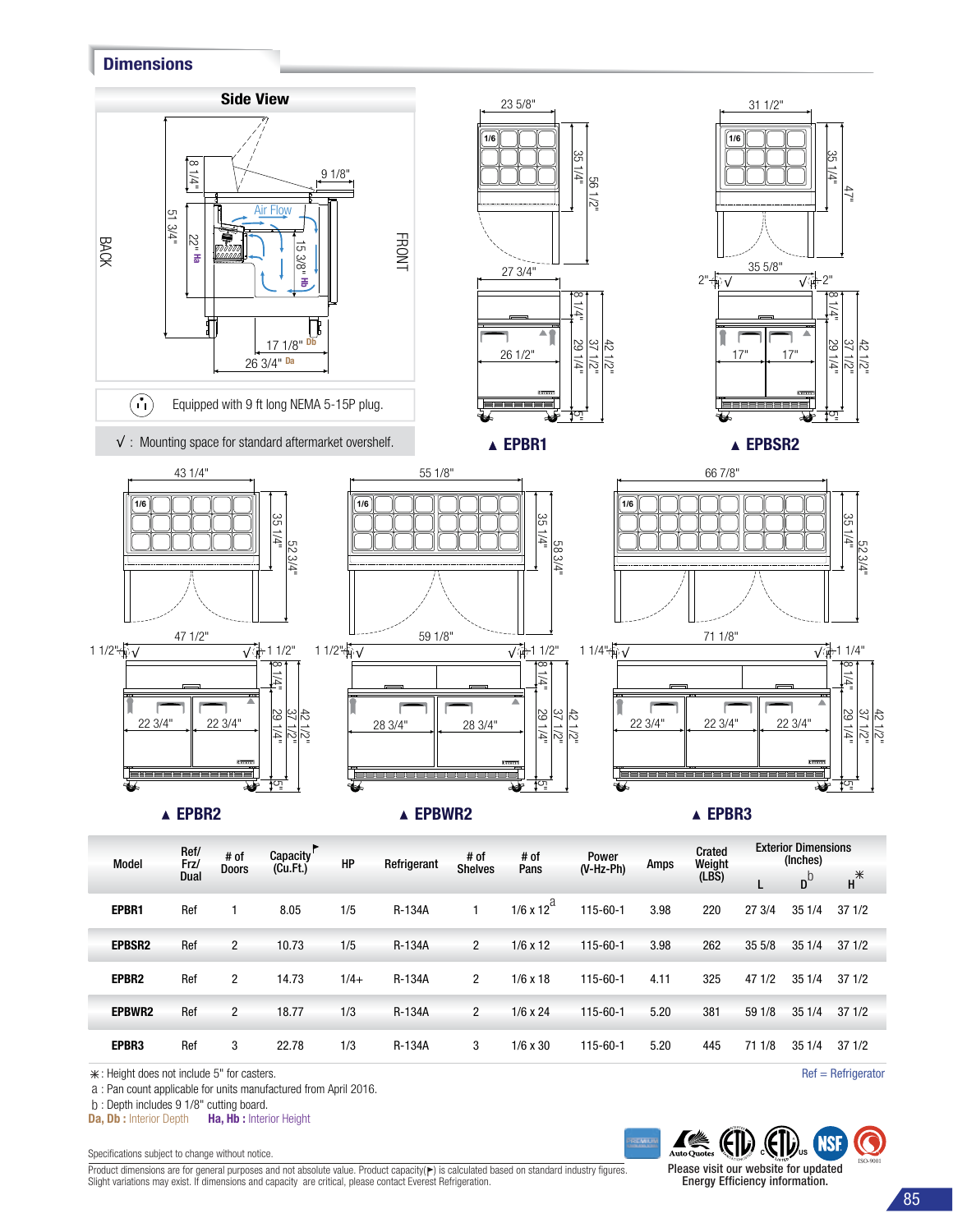## Dimensions

### Side View

BACK

FRONT

8 1/4"
9 1/8"
Air Flow
51 3/4"
22" Ha
15 3/8" Hb
17 1/8" Db
26 3/4" Da

Equipped with 9 ft long NEMA 5-15P plug.

√ : Mounting space for standard aftermarket overshelf.

23 5/8"
35 1/4"
56 1/2"
27 3/4"
8 1/4"
26 1/2"
29 1/4"
37 1/2"
42 1/2"
5"

▲ EPBR1

31 1/2"
35 1/4"
47"
35 5/8"
2"
2"
8 1/4"
17"
17"
29 1/4"
37 1/2"
42 1/2"
5"

▲ EPBSR2

43 1/4"
35 1/4"
52 3/4"
47 1/2"
1 1/2"
1 1/2"
8 1/4"
22 3/4"
22 3/4"
29 1/4"
37 1/2"
42 1/2"
5"

▲ EPBR2

55 1/8"
35 1/4"
58 3/4"
59 1/8"
1 1/2"
1 1/2"
8 1/4"
28 3/4"
28 3/4"
29 1/4"
37 1/2"
42 1/2"
5"

▲ EPBWR2

66 7/8"
35 1/4"
52 3/4"
71 1/8"
1 1/4"
1 1/4"
8 1/4"
22 3/4"
22 3/4"
22 3/4"
29 1/4"
37 1/2"
42 1/2"
5"

▲ EPBR3

| Model | Ref/ Frz/ Dual | # of Doors | Capacity (Cu.Ft.) | HP | Refrigerant | # of Shelves | # of Pans | Power (V-Hz-Ph) | Amps | Crated Weight (LBS) | Exterior Dimensions (Inches) | | |
|---|---|---|---|---|---|---|---|---|---|---|---|---|---|
| | | | | | | | | | | | L | D[b] | H* |
| EPBR1 | Ref | 1 | 8.05 | 1/5 | R-134A | 1 | 1/6 x 12[a] | 115-60-1 | 3.98 | 220 | 27 3/4 | 35 1/4 | 37 1/2 |
| EPBSR2 | Ref | 2 | 10.73 | 1/5 | R-134A | 2 | 1/6 x 12 | 115-60-1 | 3.98 | 262 | 35 5/8 | 35 1/4 | 37 1/2 |
| EPBR2 | Ref | 2 | 14.73 | 1/4+ | R-134A | 2 | 1/6 x 18 | 115-60-1 | 4.11 | 325 | 47 1/2 | 35 1/4 | 37 1/2 |
| EPBWR2 | Ref | 2 | 18.77 | 1/3 | R-134A | 2 | 1/6 x 24 | 115-60-1 | 5.20 | 381 | 59 1/8 | 35 1/4 | 37 1/2 |
| EPBR3 | Ref | 3 | 22.78 | 1/3 | R-134A | 3 | 1/6 x 30 | 115-60-1 | 5.20 | 445 | 71 1/8 | 35 1/4 | 37 1/2 |

* : Height does not include 5" for casters.
a : Pan count applicable for units manufactured from April 2016.
b : Depth includes 9 1/8" cutting board.
**Da, Db :** Interior Depth **Ha, Hb :** Interior Height

Ref = Refrigerator

Specifications subject to change without notice.

Product dimensions are for general purposes and not absolute value. Product capacity(▶) is calculated based on standard industry figures. Slight variations may exist. If dimensions and capacity are critical, please contact Everest Refrigeration.

Please visit our website for updated Energy Efficiency information.